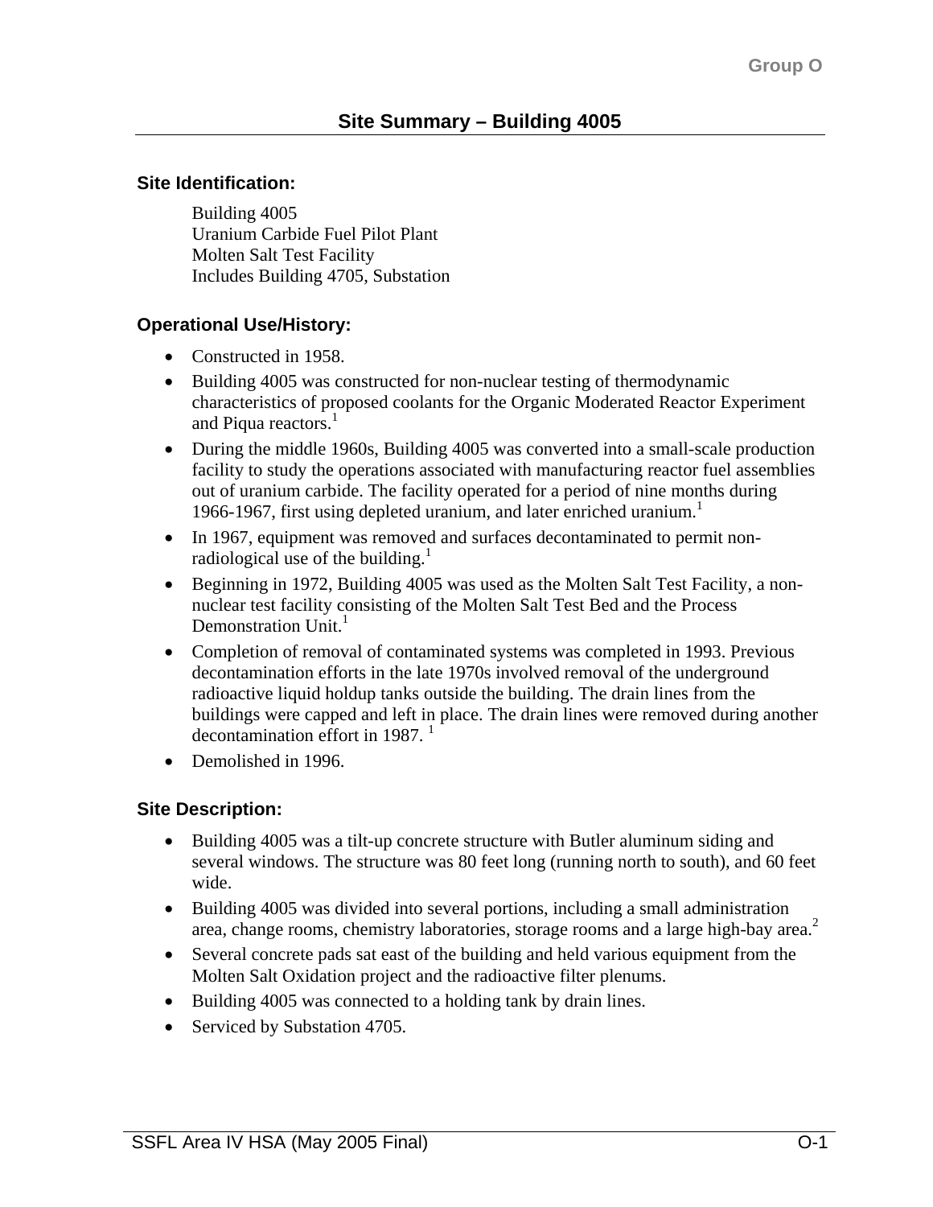Group O

# Site Summary – Building 4005

### Site Identification:

Building 4005
Uranium Carbide Fuel Pilot Plant
Molten Salt Test Facility
Includes Building 4705, Substation

### Operational Use/History:

- Constructed in 1958.
- Building 4005 was constructed for non-nuclear testing of thermodynamic characteristics of proposed coolants for the Organic Moderated Reactor Experiment and Piqua reactors.[1]
- During the middle 1960s, Building 4005 was converted into a small-scale production facility to study the operations associated with manufacturing reactor fuel assemblies out of uranium carbide. The facility operated for a period of nine months during 1966-1967, first using depleted uranium, and later enriched uranium.[1]
- In 1967, equipment was removed and surfaces decontaminated to permit non-radiological use of the building.[1]
- Beginning in 1972, Building 4005 was used as the Molten Salt Test Facility, a non-nuclear test facility consisting of the Molten Salt Test Bed and the Process Demonstration Unit.[1]
- Completion of removal of contaminated systems was completed in 1993. Previous decontamination efforts in the late 1970s involved removal of the underground radioactive liquid holdup tanks outside the building. The drain lines from the buildings were capped and left in place. The drain lines were removed during another decontamination effort in 1987. [1]
- Demolished in 1996.

### Site Description:

- Building 4005 was a tilt-up concrete structure with Butler aluminum siding and several windows. The structure was 80 feet long (running north to south), and 60 feet wide.
- Building 4005 was divided into several portions, including a small administration area, change rooms, chemistry laboratories, storage rooms and a large high-bay area.[2]
- Several concrete pads sat east of the building and held various equipment from the Molten Salt Oxidation project and the radioactive filter plenums.
- Building 4005 was connected to a holding tank by drain lines.
- Serviced by Substation 4705.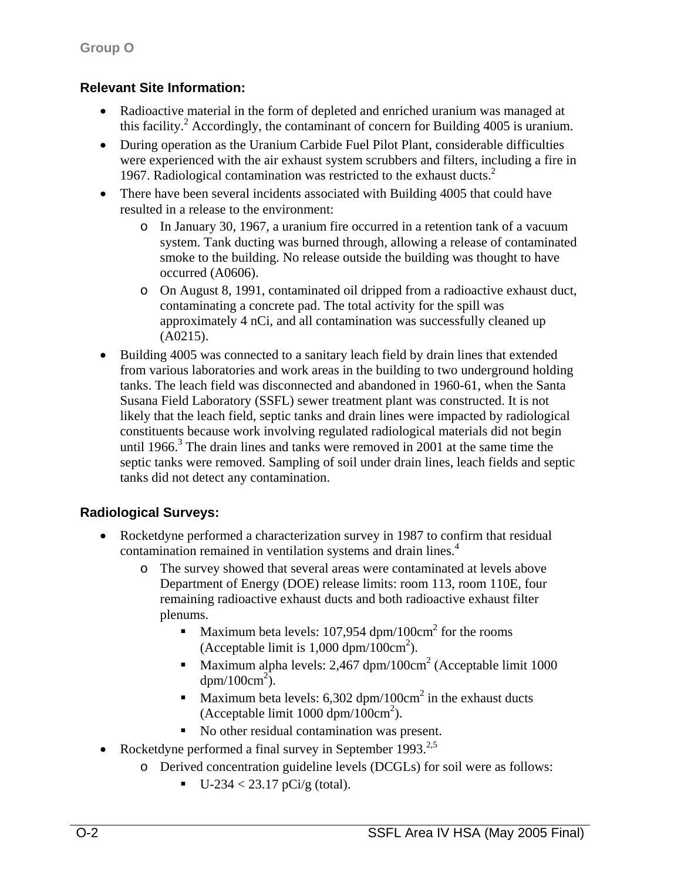### Relevant Site Information:

- Radioactive material in the form of depleted and enriched uranium was managed at this facility.[2] Accordingly, the contaminant of concern for Building 4005 is uranium.
- During operation as the Uranium Carbide Fuel Pilot Plant, considerable difficulties were experienced with the air exhaust system scrubbers and filters, including a fire in 1967. Radiological contamination was restricted to the exhaust ducts.[2]
- There have been several incidents associated with Building 4005 that could have resulted in a release to the environment:
  - In January 30, 1967, a uranium fire occurred in a retention tank of a vacuum system. Tank ducting was burned through, allowing a release of contaminated smoke to the building. No release outside the building was thought to have occurred (A0606).
  - On August 8, 1991, contaminated oil dripped from a radioactive exhaust duct, contaminating a concrete pad. The total activity for the spill was approximately 4 nCi, and all contamination was successfully cleaned up (A0215).
- Building 4005 was connected to a sanitary leach field by drain lines that extended from various laboratories and work areas in the building to two underground holding tanks. The leach field was disconnected and abandoned in 1960-61, when the Santa Susana Field Laboratory (SSFL) sewer treatment plant was constructed. It is not likely that the leach field, septic tanks and drain lines were impacted by radiological constituents because work involving regulated radiological materials did not begin until 1966.[3] The drain lines and tanks were removed in 2001 at the same time the septic tanks were removed. Sampling of soil under drain lines, leach fields and septic tanks did not detect any contamination.

### Radiological Surveys:

- Rocketdyne performed a characterization survey in 1987 to confirm that residual contamination remained in ventilation systems and drain lines.[4]
  - The survey showed that several areas were contaminated at levels above Department of Energy (DOE) release limits: room 113, room 110E, four remaining radioactive exhaust ducts and both radioactive exhaust filter plenums.
    - Maximum beta levels: 107,954 dpm/100cm$^2$ for the rooms (Acceptable limit is 1,000 dpm/100cm$^2$).
    - Maximum alpha levels: 2,467 dpm/100cm$^2$ (Acceptable limit 1000 dpm/100cm$^2$).
    - Maximum beta levels: 6,302 dpm/100cm$^2$ in the exhaust ducts (Acceptable limit 1000 dpm/100cm$^2$).
    - No other residual contamination was present.
- Rocketdyne performed a final survey in September 1993.[2,5]
  - Derived concentration guideline levels (DCGLs) for soil were as follows:
    - U-234 < 23.17 pCi/g (total).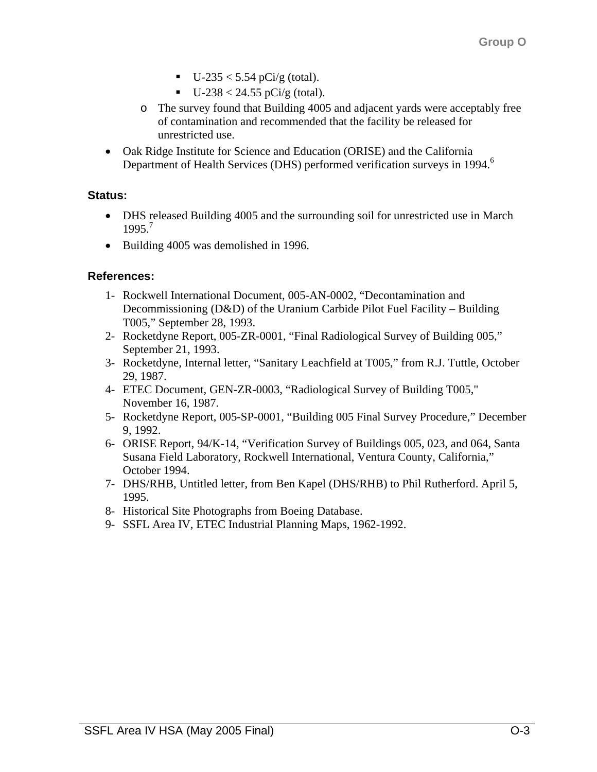- U-235 < 5.54 pCi/g (total).
        - U-238 < 24.55 pCi/g (total).
    - The survey found that Building 4005 and adjacent yards were acceptably free of contamination and recommended that the facility be released for unrestricted use.
- Oak Ridge Institute for Science and Education (ORISE) and the California Department of Health Services (DHS) performed verification surveys in 1994.[6]

**Status:**

- DHS released Building 4005 and the surrounding soil for unrestricted use in March 1995.[7]
- Building 4005 was demolished in 1996.

**References:**

1- Rockwell International Document, 005-AN-0002, "Decontamination and Decommissioning (D&D) of the Uranium Carbide Pilot Fuel Facility – Building T005," September 28, 1993.
2- Rocketdyne Report, 005-ZR-0001, "Final Radiological Survey of Building 005," September 21, 1993.
3- Rocketdyne, Internal letter, "Sanitary Leachfield at T005," from R.J. Tuttle, October 29, 1987.
4- ETEC Document, GEN-ZR-0003, "Radiological Survey of Building T005," November 16, 1987.
5- Rocketdyne Report, 005-SP-0001, "Building 005 Final Survey Procedure," December 9, 1992.
6- ORISE Report, 94/K-14, "Verification Survey of Buildings 005, 023, and 064, Santa Susana Field Laboratory, Rockwell International, Ventura County, California," October 1994.
7- DHS/RHB, Untitled letter, from Ben Kapel (DHS/RHB) to Phil Rutherford. April 5, 1995.
8- Historical Site Photographs from Boeing Database.
9- SSFL Area IV, ETEC Industrial Planning Maps, 1962-1992.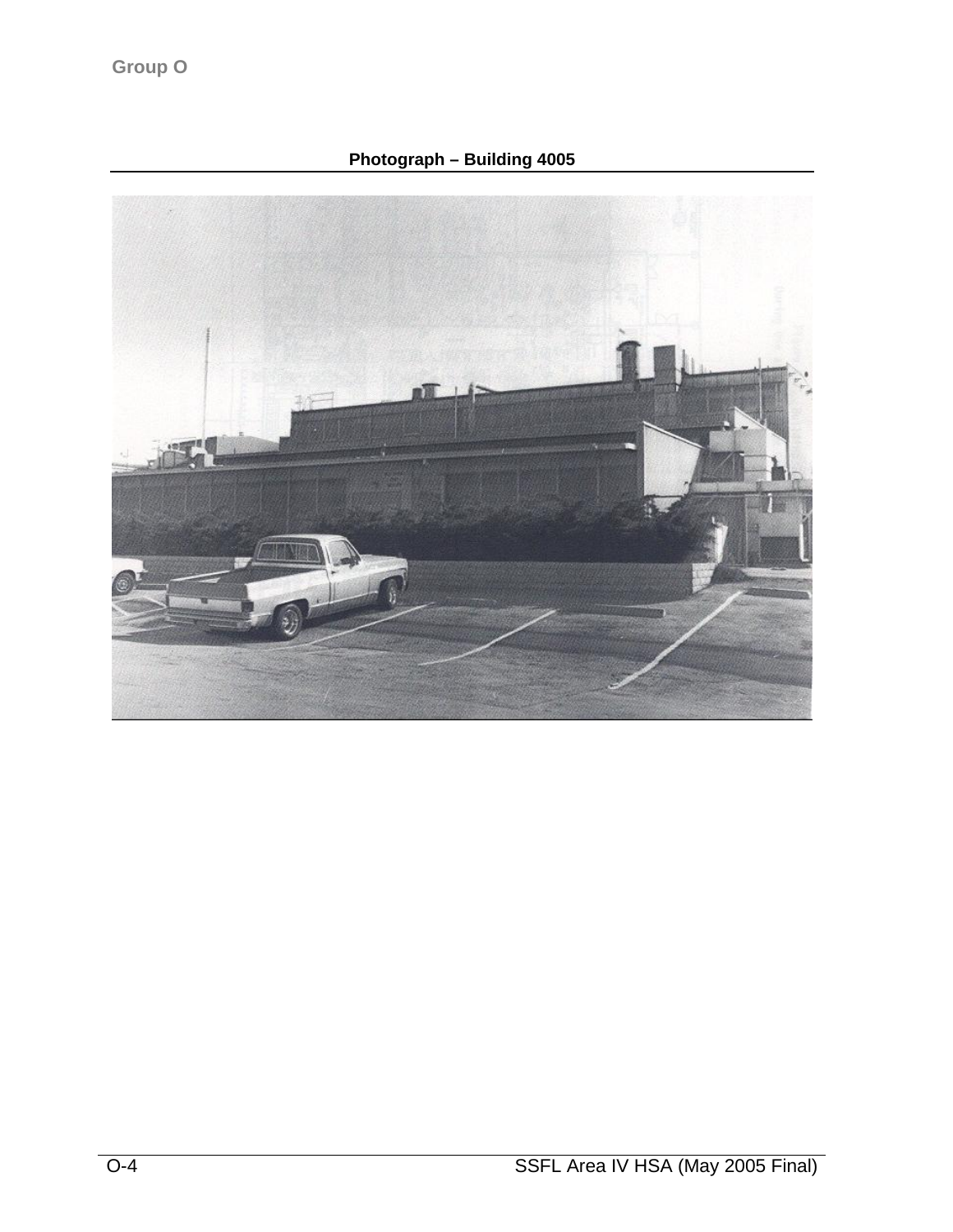**Photograph – Building 4005**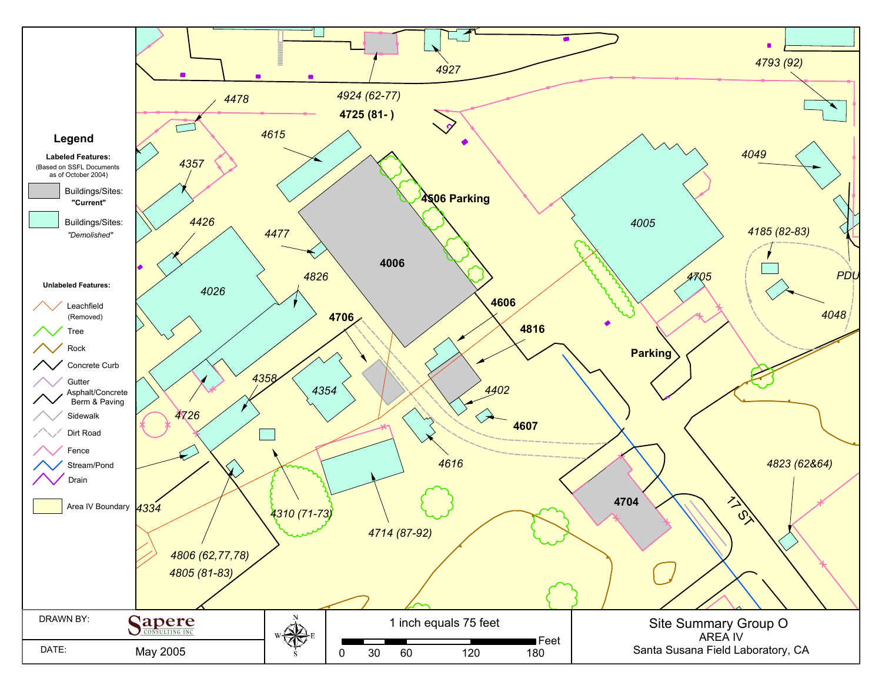## Legend

**Labeled Features:**
(Based on SSFL Documents as of October 2004)

- Buildings/Sites: **"Current"**
- Buildings/Sites: *"Demolished"*

**Unlabeled Features:**

- Leachfield (Removed)
- Tree
- Rock
- Concrete Curb
- Gutter
- Asphalt/Concrete Berm & Paving
- Sidewalk
- Dirt Road
- Fence
- Stream/Pond
- Drain
- Area IV Boundary

4924 (62-77)

4927

4725 (81- )

4793 (92)

4478

4615

4357

4506 Parking

4049

4426

4477

4006

4005

4185 (82-83)

4026

4826

4705

PDU

4606

4048

4706

4816

Parking

4354

4358

4402

4726

4607

4616

4823 (62&64)

4334

4310 (71-73)

4704

17 ST

4714 (87-92)

4806 (62,77,78)

4805 (81-83)

DRAWN BY: Sapere Consulting Inc

DATE: May 2005

1 inch equals 75 feet

0 30 60 120 180 Feet

Site Summary Group O
AREA IV
Santa Susana Field Laboratory, CA